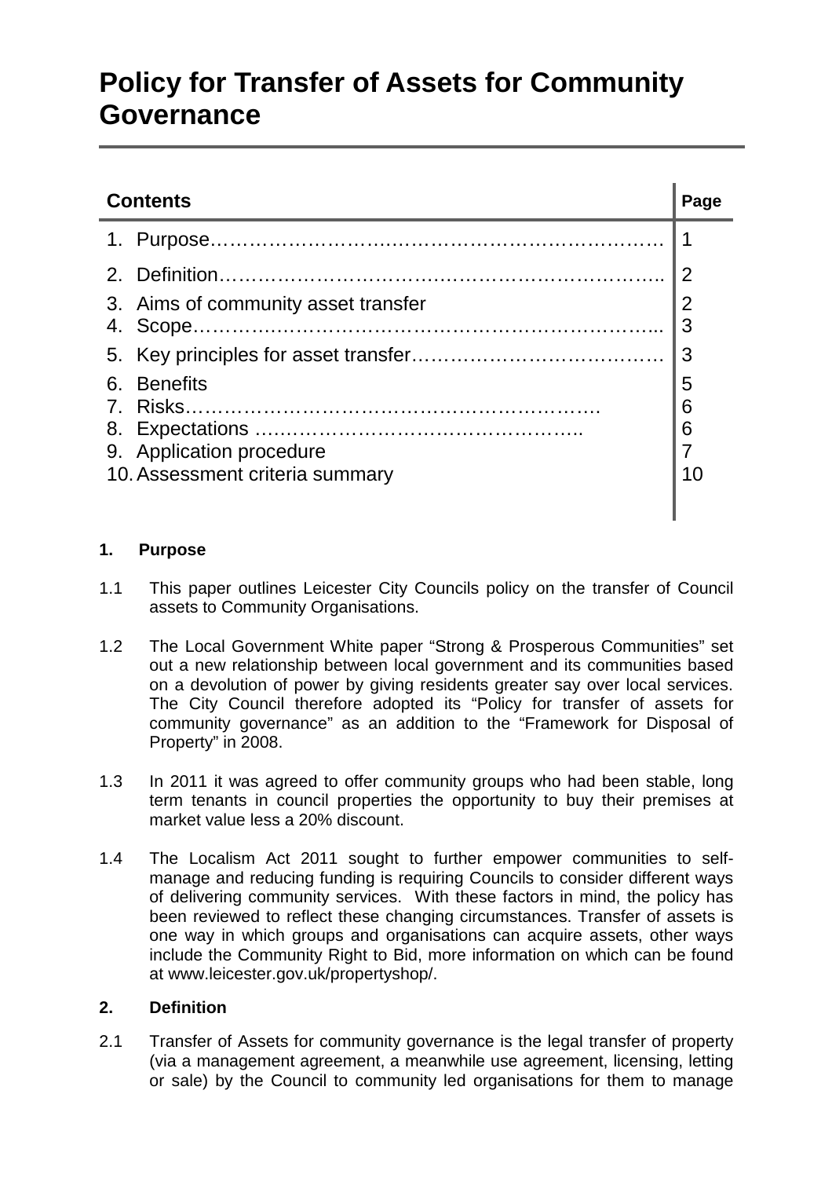# Policy for Transfer of Assets for Community Governance

| Contents | Page |
|---|---|
| 1. Purpose………………………………………………………… | 1 |
| 2. Definition……………………………………………………….. | 2 |
| 3. Aims of community asset transfer | 2 |
| 4. Scope………………………………………………………….. | 3 |
| 5. Key principles for asset transfer………………………………. | 3 |
| 6. Benefits | 5 |
| 7. Risks……………………………………………………. | 6 |
| 8. Expectations ………………………………………….. | 6 |
| 9. Application procedure | 7 |
| 10. Assessment criteria summary | 10 |

## 1. Purpose

1.1 This paper outlines Leicester City Councils policy on the transfer of Council assets to Community Organisations.

1.2 The Local Government White paper “Strong & Prosperous Communities” set out a new relationship between local government and its communities based on a devolution of power by giving residents greater say over local services. The City Council therefore adopted its “Policy for transfer of assets for community governance” as an addition to the “Framework for Disposal of Property” in 2008.

1.3 In 2011 it was agreed to offer community groups who had been stable, long term tenants in council properties the opportunity to buy their premises at market value less a 20% discount.

1.4 The Localism Act 2011 sought to further empower communities to self-manage and reducing funding is requiring Councils to consider different ways of delivering community services. With these factors in mind, the policy has been reviewed to reflect these changing circumstances. Transfer of assets is one way in which groups and organisations can acquire assets, other ways include the Community Right to Bid, more information on which can be found at www.leicester.gov.uk/propertyshop/.

## 2. Definition

2.1 Transfer of Assets for community governance is the legal transfer of property (via a management agreement, a meanwhile use agreement, licensing, letting or sale) by the Council to community led organisations for them to manage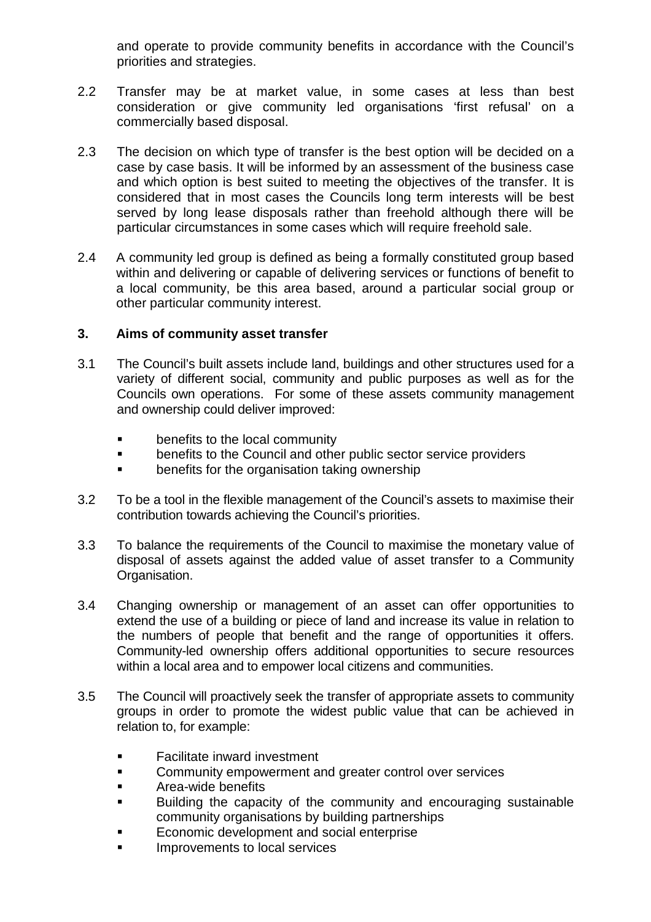and operate to provide community benefits in accordance with the Council's priorities and strategies.

2.2 Transfer may be at market value, in some cases at less than best consideration or give community led organisations 'first refusal' on a commercially based disposal.

2.3 The decision on which type of transfer is the best option will be decided on a case by case basis. It will be informed by an assessment of the business case and which option is best suited to meeting the objectives of the transfer. It is considered that in most cases the Councils long term interests will be best served by long lease disposals rather than freehold although there will be particular circumstances in some cases which will require freehold sale.

2.4 A community led group is defined as being a formally constituted group based within and delivering or capable of delivering services or functions of benefit to a local community, be this area based, around a particular social group or other particular community interest.

## 3. Aims of community asset transfer

3.1 The Council's built assets include land, buildings and other structures used for a variety of different social, community and public purposes as well as for the Councils own operations. For some of these assets community management and ownership could deliver improved:

- benefits to the local community
- benefits to the Council and other public sector service providers
- benefits for the organisation taking ownership

3.2 To be a tool in the flexible management of the Council's assets to maximise their contribution towards achieving the Council's priorities.

3.3 To balance the requirements of the Council to maximise the monetary value of disposal of assets against the added value of asset transfer to a Community Organisation.

3.4 Changing ownership or management of an asset can offer opportunities to extend the use of a building or piece of land and increase its value in relation to the numbers of people that benefit and the range of opportunities it offers. Community-led ownership offers additional opportunities to secure resources within a local area and to empower local citizens and communities.

3.5 The Council will proactively seek the transfer of appropriate assets to community groups in order to promote the widest public value that can be achieved in relation to, for example:

- Facilitate inward investment
- Community empowerment and greater control over services
- Area-wide benefits
- Building the capacity of the community and encouraging sustainable community organisations by building partnerships
- Economic development and social enterprise
- Improvements to local services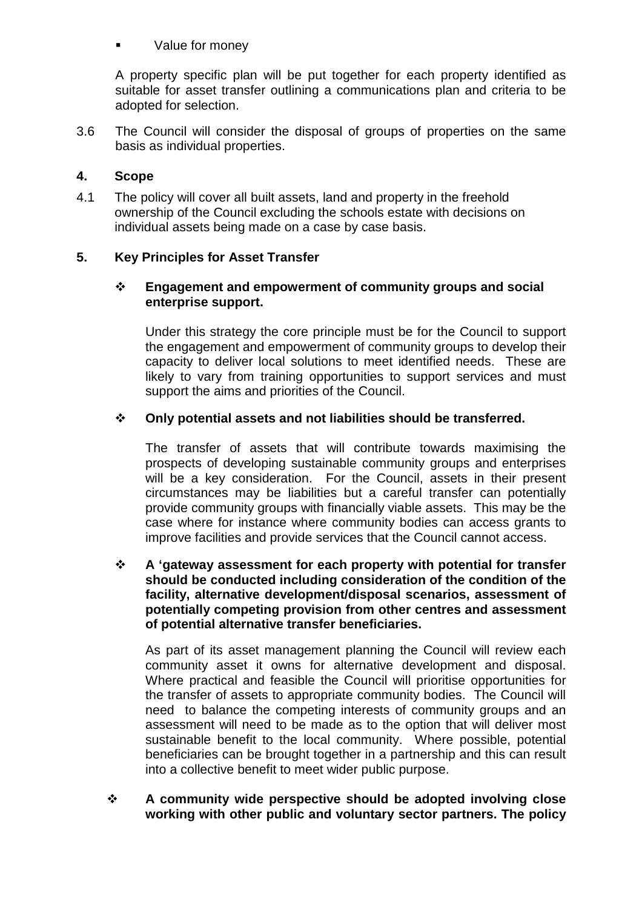- Value for money

A property specific plan will be put together for each property identified as suitable for asset transfer outlining a communications plan and criteria to be adopted for selection.

3.6 The Council will consider the disposal of groups of properties on the same basis as individual properties.

## 4. Scope

4.1 The policy will cover all built assets, land and property in the freehold ownership of the Council excluding the schools estate with decisions on individual assets being made on a case by case basis.

## 5. Key Principles for Asset Transfer

- **Engagement and empowerment of community groups and social enterprise support.**

  Under this strategy the core principle must be for the Council to support the engagement and empowerment of community groups to develop their capacity to deliver local solutions to meet identified needs. These are likely to vary from training opportunities to support services and must support the aims and priorities of the Council.

- **Only potential assets and not liabilities should be transferred.**

  The transfer of assets that will contribute towards maximising the prospects of developing sustainable community groups and enterprises will be a key consideration. For the Council, assets in their present circumstances may be liabilities but a careful transfer can potentially provide community groups with financially viable assets. This may be the case where for instance where community bodies can access grants to improve facilities and provide services that the Council cannot access.

- **A 'gateway assessment for each property with potential for transfer should be conducted including consideration of the condition of the facility, alternative development/disposal scenarios, assessment of potentially competing provision from other centres and assessment of potential alternative transfer beneficiaries.**

  As part of its asset management planning the Council will review each community asset it owns for alternative development and disposal. Where practical and feasible the Council will prioritise opportunities for the transfer of assets to appropriate community bodies. The Council will need to balance the competing interests of community groups and an assessment will need to be made as to the option that will deliver most sustainable benefit to the local community. Where possible, potential beneficiaries can be brought together in a partnership and this can result into a collective benefit to meet wider public purpose.

- **A community wide perspective should be adopted involving close working with other public and voluntary sector partners. The policy**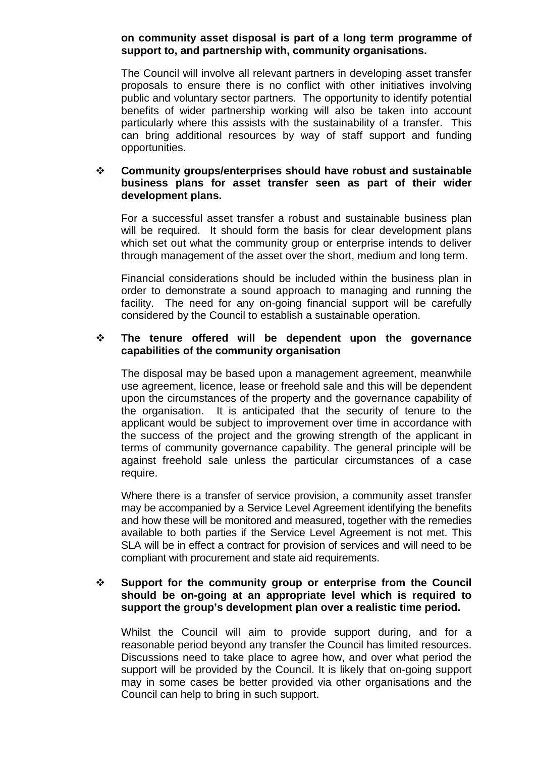**on community asset disposal is part of a long term programme of support to, and partnership with, community organisations.**

The Council will involve all relevant partners in developing asset transfer proposals to ensure there is no conflict with other initiatives involving public and voluntary sector partners. The opportunity to identify potential benefits of wider partnership working will also be taken into account particularly where this assists with the sustainability of a transfer. This can bring additional resources by way of staff support and funding opportunities.

- **Community groups/enterprises should have robust and sustainable business plans for asset transfer seen as part of their wider development plans.**

  For a successful asset transfer a robust and sustainable business plan will be required. It should form the basis for clear development plans which set out what the community group or enterprise intends to deliver through management of the asset over the short, medium and long term.

  Financial considerations should be included within the business plan in order to demonstrate a sound approach to managing and running the facility. The need for any on-going financial support will be carefully considered by the Council to establish a sustainable operation.

- **The tenure offered will be dependent upon the governance capabilities of the community organisation**

  The disposal may be based upon a management agreement, meanwhile use agreement, licence, lease or freehold sale and this will be dependent upon the circumstances of the property and the governance capability of the organisation. It is anticipated that the security of tenure to the applicant would be subject to improvement over time in accordance with the success of the project and the growing strength of the applicant in terms of community governance capability. The general principle will be against freehold sale unless the particular circumstances of a case require.

  Where there is a transfer of service provision, a community asset transfer may be accompanied by a Service Level Agreement identifying the benefits and how these will be monitored and measured, together with the remedies available to both parties if the Service Level Agreement is not met. This SLA will be in effect a contract for provision of services and will need to be compliant with procurement and state aid requirements.

- **Support for the community group or enterprise from the Council should be on-going at an appropriate level which is required to support the group's development plan over a realistic time period.**

  Whilst the Council will aim to provide support during, and for a reasonable period beyond any transfer the Council has limited resources. Discussions need to take place to agree how, and over what period the support will be provided by the Council. It is likely that on-going support may in some cases be better provided via other organisations and the Council can help to bring in such support.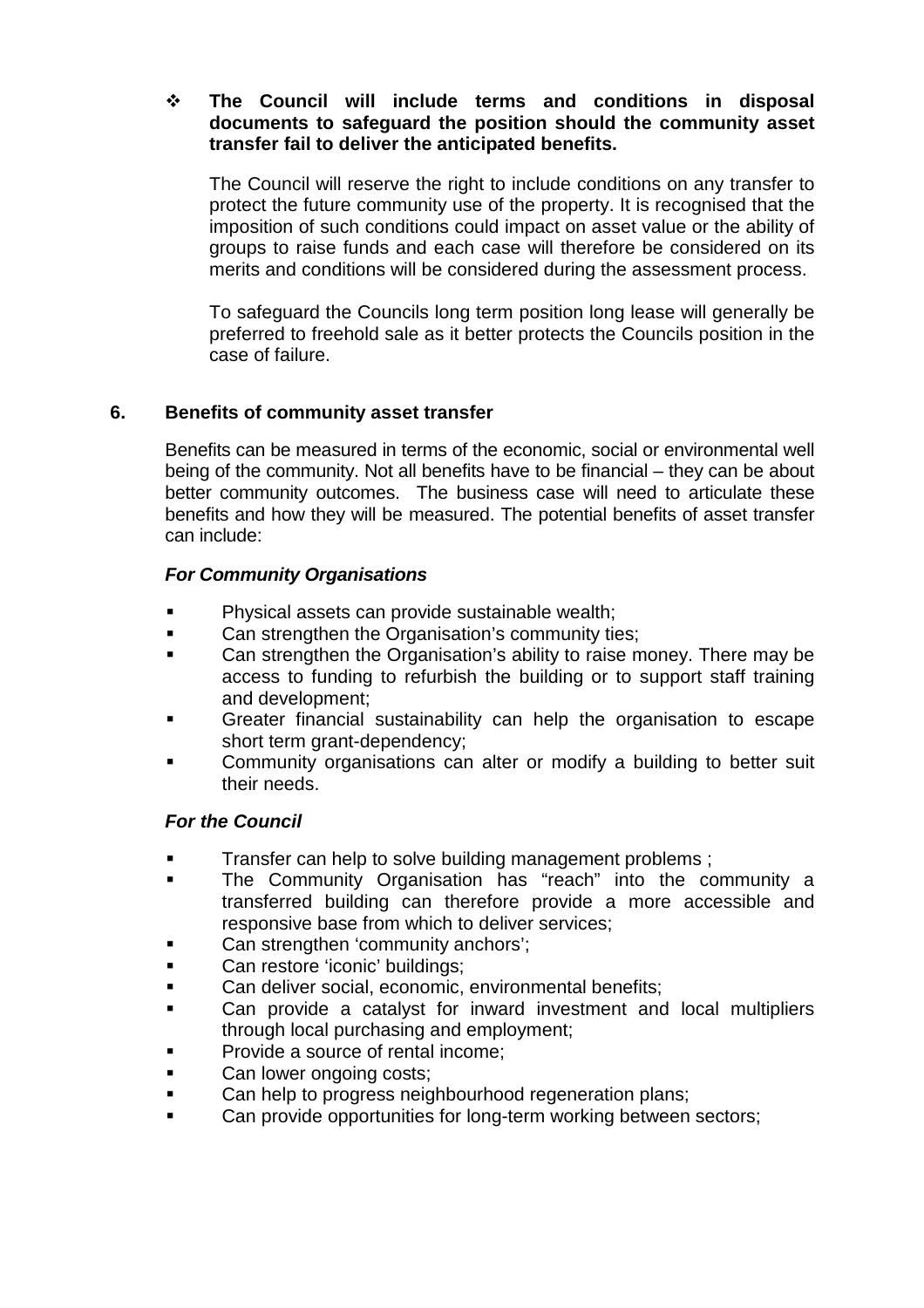- **The Council will include terms and conditions in disposal documents to safeguard the position should the community asset transfer fail to deliver the anticipated benefits.**

  The Council will reserve the right to include conditions on any transfer to protect the future community use of the property. It is recognised that the imposition of such conditions could impact on asset value or the ability of groups to raise funds and each case will therefore be considered on its merits and conditions will be considered during the assessment process.

  To safeguard the Councils long term position long lease will generally be preferred to freehold sale as it better protects the Councils position in the case of failure.

## 6. Benefits of community asset transfer

Benefits can be measured in terms of the economic, social or environmental well being of the community. Not all benefits have to be financial – they can be about better community outcomes. The business case will need to articulate these benefits and how they will be measured. The potential benefits of asset transfer can include:

***For Community Organisations***

- Physical assets can provide sustainable wealth;
- Can strengthen the Organisation's community ties;
- Can strengthen the Organisation's ability to raise money. There may be access to funding to refurbish the building or to support staff training and development;
- Greater financial sustainability can help the organisation to escape short term grant-dependency;
- Community organisations can alter or modify a building to better suit their needs.

***For the Council***

- Transfer can help to solve building management problems ;
- The Community Organisation has "reach" into the community a transferred building can therefore provide a more accessible and responsive base from which to deliver services;
- Can strengthen 'community anchors';
- Can restore 'iconic' buildings;
- Can deliver social, economic, environmental benefits;
- Can provide a catalyst for inward investment and local multipliers through local purchasing and employment;
- Provide a source of rental income;
- Can lower ongoing costs;
- Can help to progress neighbourhood regeneration plans;
- Can provide opportunities for long-term working between sectors;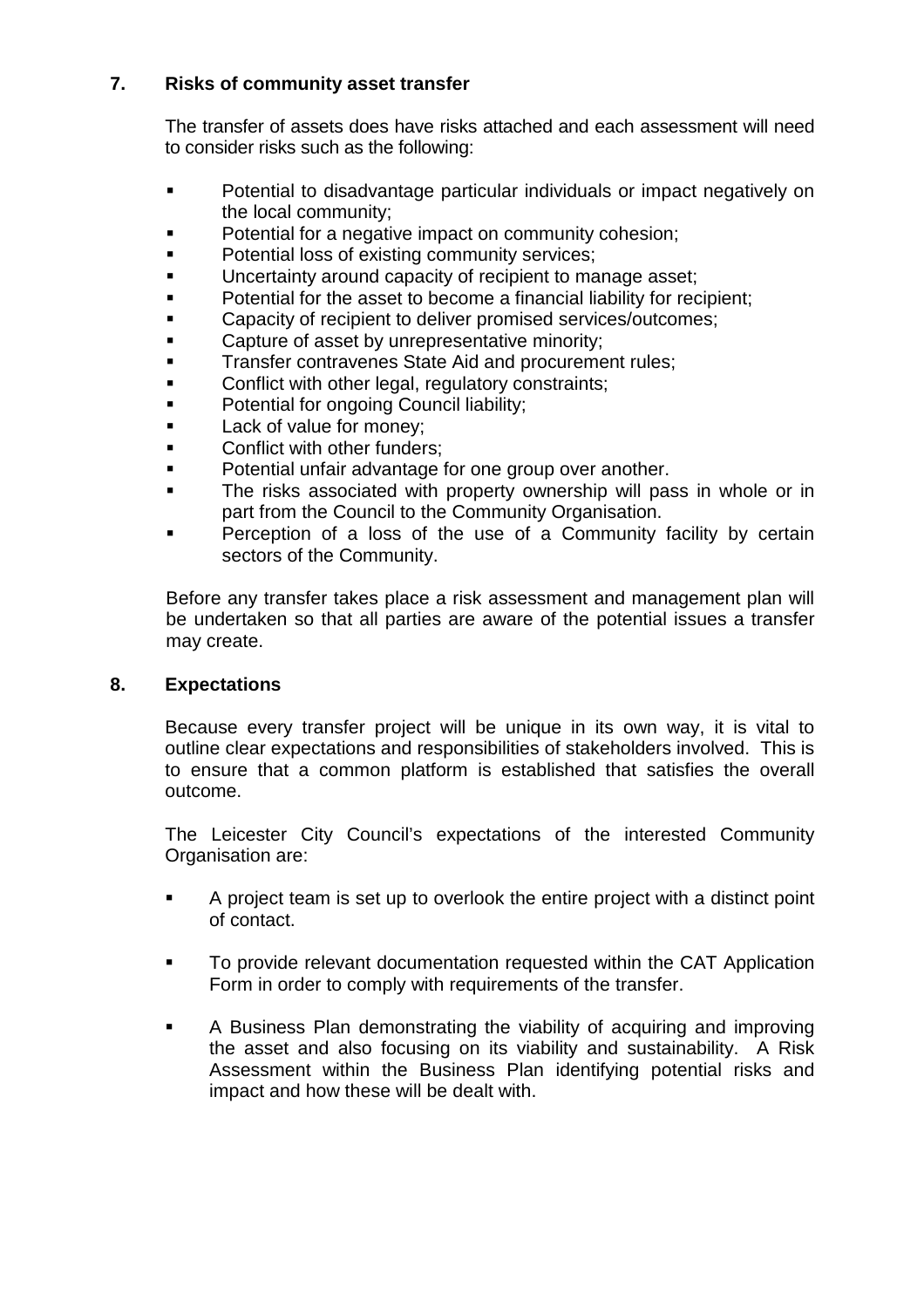## 7. Risks of community asset transfer

The transfer of assets does have risks attached and each assessment will need to consider risks such as the following:

- Potential to disadvantage particular individuals or impact negatively on the local community;
- Potential for a negative impact on community cohesion;
- Potential loss of existing community services;
- Uncertainty around capacity of recipient to manage asset;
- Potential for the asset to become a financial liability for recipient;
- Capacity of recipient to deliver promised services/outcomes;
- Capture of asset by unrepresentative minority;
- Transfer contravenes State Aid and procurement rules;
- Conflict with other legal, regulatory constraints;
- Potential for ongoing Council liability;
- Lack of value for money;
- Conflict with other funders;
- Potential unfair advantage for one group over another.
- The risks associated with property ownership will pass in whole or in part from the Council to the Community Organisation.
- Perception of a loss of the use of a Community facility by certain sectors of the Community.

Before any transfer takes place a risk assessment and management plan will be undertaken so that all parties are aware of the potential issues a transfer may create.

## 8. Expectations

Because every transfer project will be unique in its own way, it is vital to outline clear expectations and responsibilities of stakeholders involved. This is to ensure that a common platform is established that satisfies the overall outcome.

The Leicester City Council's expectations of the interested Community Organisation are:

- A project team is set up to overlook the entire project with a distinct point of contact.

- To provide relevant documentation requested within the CAT Application Form in order to comply with requirements of the transfer.

- A Business Plan demonstrating the viability of acquiring and improving the asset and also focusing on its viability and sustainability. A Risk Assessment within the Business Plan identifying potential risks and impact and how these will be dealt with.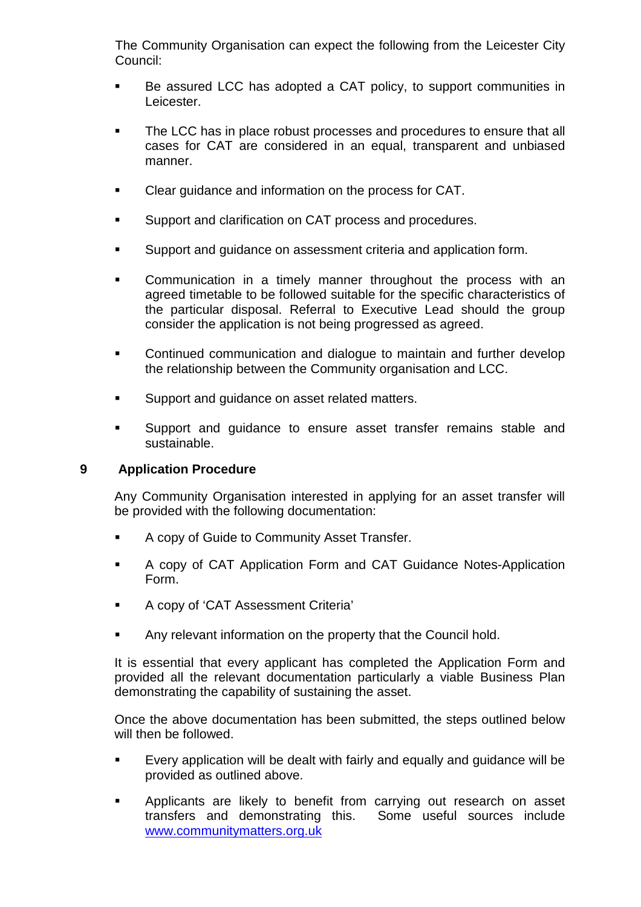The Community Organisation can expect the following from the Leicester City Council:

- Be assured LCC has adopted a CAT policy, to support communities in Leicester.
- The LCC has in place robust processes and procedures to ensure that all cases for CAT are considered in an equal, transparent and unbiased manner.
- Clear guidance and information on the process for CAT.
- Support and clarification on CAT process and procedures.
- Support and guidance on assessment criteria and application form.
- Communication in a timely manner throughout the process with an agreed timetable to be followed suitable for the specific characteristics of the particular disposal. Referral to Executive Lead should the group consider the application is not being progressed as agreed.
- Continued communication and dialogue to maintain and further develop the relationship between the Community organisation and LCC.
- Support and guidance on asset related matters.
- Support and guidance to ensure asset transfer remains stable and sustainable.

## 9 Application Procedure

Any Community Organisation interested in applying for an asset transfer will be provided with the following documentation:

- A copy of Guide to Community Asset Transfer.
- A copy of CAT Application Form and CAT Guidance Notes-Application Form.
- A copy of 'CAT Assessment Criteria'
- Any relevant information on the property that the Council hold.

It is essential that every applicant has completed the Application Form and provided all the relevant documentation particularly a viable Business Plan demonstrating the capability of sustaining the asset.

Once the above documentation has been submitted, the steps outlined below will then be followed.

- Every application will be dealt with fairly and equally and guidance will be provided as outlined above.
- Applicants are likely to benefit from carrying out research on asset transfers and demonstrating this. Some useful sources include [www.communitymatters.org.uk](http://www.communitymatters.org.uk)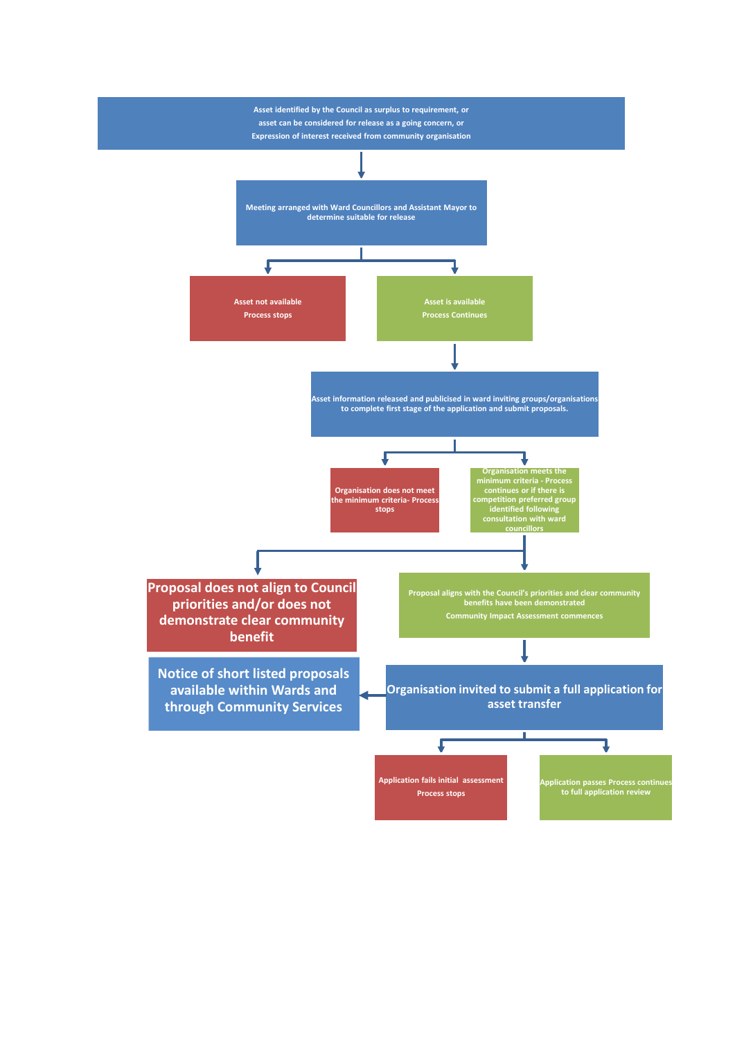Asset identified by the Council as surplus to requirement, or
asset can be considered for release as a going concern, or
Expression of interest received from community organisation

Meeting arranged with Ward Councillors and Assistant Mayor to determine suitable for release

Asset not available
Process stops

Asset is available
Process Continues

Asset information released and publicised in ward inviting groups/organisations to complete first stage of the application and submit proposals.

Organisation does not meet the minimum criteria- Process stops

Organisation meets the minimum criteria - Process continues or if there is competition preferred group identified following consultation with ward councillors

Proposal does not align to Council priorities and/or does not demonstrate clear community benefit

Proposal aligns with the Council's priorities and clear community benefits have been demonstrated
Community Impact Assessment commences

Notice of short listed proposals available within Wards and through Community Services

Organisation invited to submit a full application for asset transfer

Application fails initial assessment
Process stops

Application passes Process continues to full application review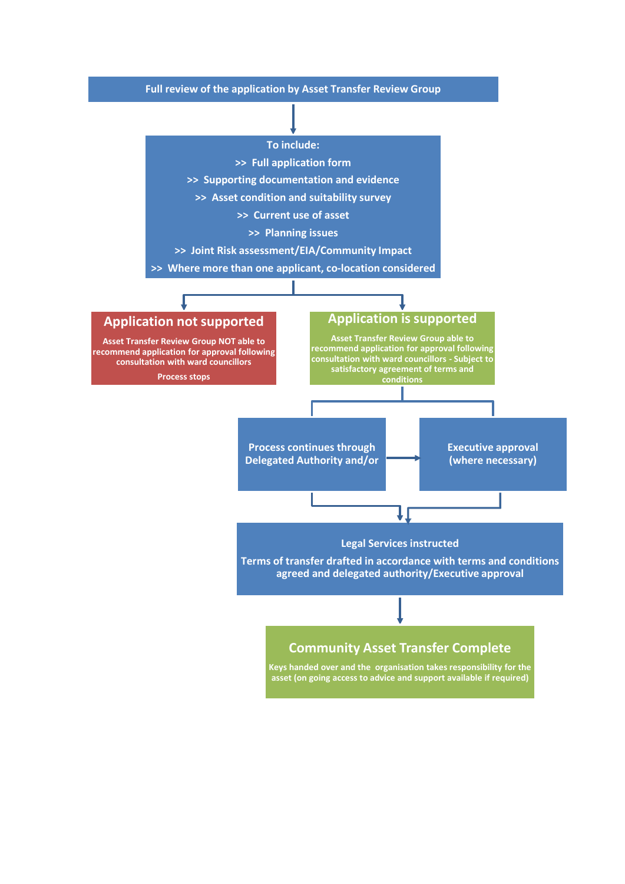**Full review of the application by Asset Transfer Review Group**

↓

**To include:**

- >> Full application form
- >> Supporting documentation and evidence
- >> Asset condition and suitability survey
- >> Current use of asset
- >> Planning issues
- >> Joint Risk assessment/EIA/Community Impact
- >> Where more than one applicant, co-location considered

↓

**Application not supported**

Asset Transfer Review Group NOT able to recommend application for approval following consultation with ward councillors

Process stops

**Application is supported**

Asset Transfer Review Group able to recommend application for approval following consultation with ward councillors - Subject to satisfactory agreement of terms and conditions

↓

**Process continues through Delegated Authority and/or** → **Executive approval (where necessary)**

↓

**Legal Services instructed**

**Terms of transfer drafted in accordance with terms and conditions agreed and delegated authority/Executive approval**

↓

**Community Asset Transfer Complete**

Keys handed over and the organisation takes responsibility for the asset (on going access to advice and support available if required)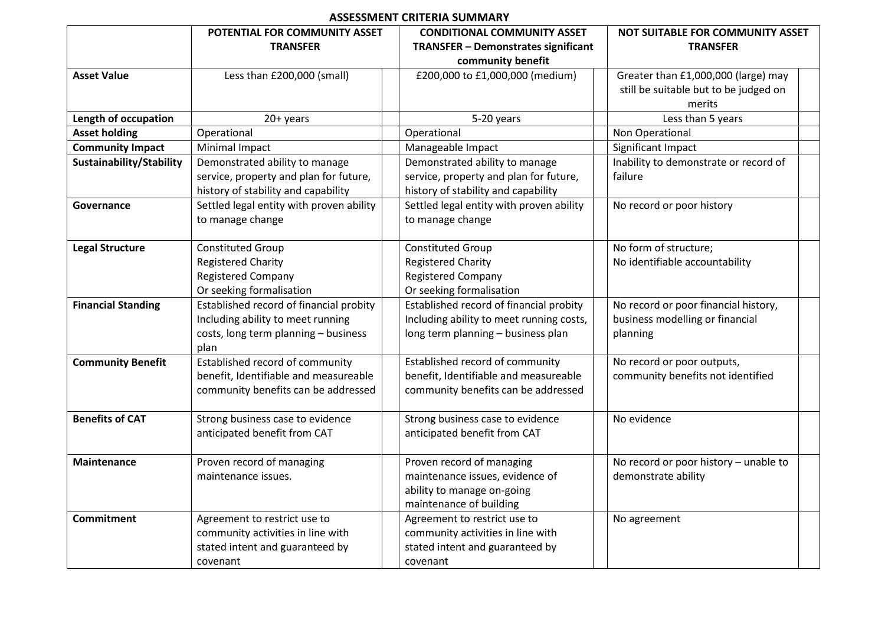## ASSESSMENT CRITERIA SUMMARY

| | POTENTIAL FOR COMMUNITY ASSET TRANSFER | | CONDITIONAL COMMUNITY ASSET TRANSFER – Demonstrates significant community benefit | | NOT SUITABLE FOR COMMUNITY ASSET TRANSFER | |
|---|---|---|---|---|---|---|
| **Asset Value** | Less than £200,000 (small) | | £200,000 to £1,000,000 (medium) | | Greater than £1,000,000 (large) may still be suitable but to be judged on merits | |
| **Length of occupation** | 20+ years | | 5-20 years | | Less than 5 years | |
| **Asset holding** | Operational | | Operational | | Non Operational | |
| **Community Impact** | Minimal Impact | | Manageable Impact | | Significant Impact | |
| **Sustainability/Stability** | Demonstrated ability to manage service, property and plan for future, history of stability and capability | | Demonstrated ability to manage service, property and plan for future, history of stability and capability | | Inability to demonstrate or record of failure | |
| **Governance** | Settled legal entity with proven ability to manage change | | Settled legal entity with proven ability to manage change | | No record or poor history | |
| **Legal Structure** | Constituted Group<br>Registered Charity<br>Registered Company<br>Or seeking formalisation | | Constituted Group<br>Registered Charity<br>Registered Company<br>Or seeking formalisation | | No form of structure;<br>No identifiable accountability | |
| **Financial Standing** | Established record of financial probity Including ability to meet running costs, long term planning – business plan | | Established record of financial probity Including ability to meet running costs, long term planning – business plan | | No record or poor financial history, business modelling or financial planning | |
| **Community Benefit** | Established record of community benefit, Identifiable and measureable community benefits can be addressed | | Established record of community benefit, Identifiable and measureable community benefits can be addressed | | No record or poor outputs, community benefits not identified | |
| **Benefits of CAT** | Strong business case to evidence anticipated benefit from CAT | | Strong business case to evidence anticipated benefit from CAT | | No evidence | |
| **Maintenance** | Proven record of managing maintenance issues. | | Proven record of managing maintenance issues, evidence of ability to manage on-going maintenance of building | | No record or poor history – unable to demonstrate ability | |
| **Commitment** | Agreement to restrict use to community activities in line with stated intent and guaranteed by covenant | | Agreement to restrict use to community activities in line with stated intent and guaranteed by covenant | | No agreement | |